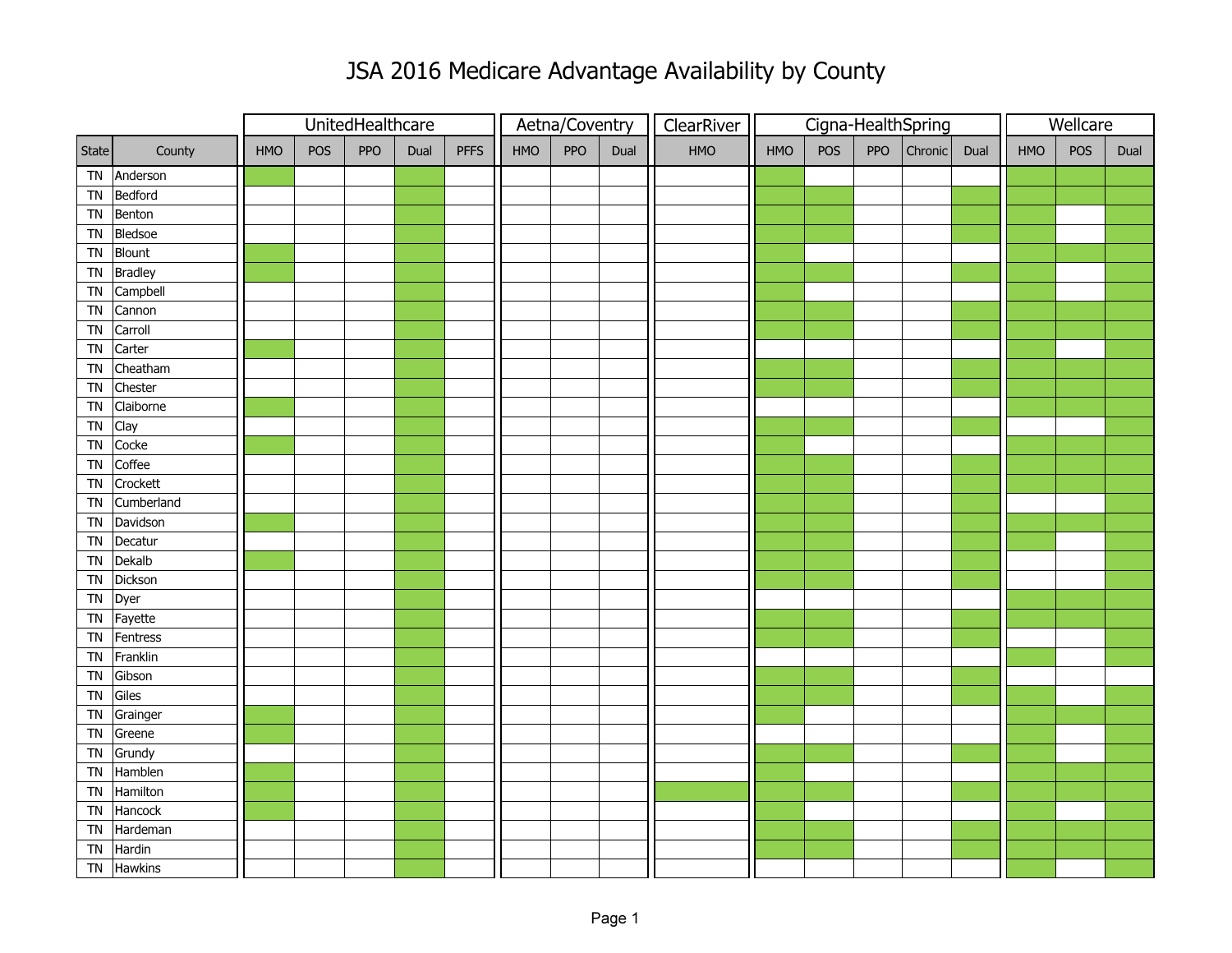# JSA 2016 Medicare Advantage Availability by County

| | | UnitedHealthcare | | | | | Aetna/Coventry | | | ClearRiver | Cigna-HealthSpring | | | | | Wellcare | | |
|---|---|---|---|---|---|---|---|---|---|---|---|---|---|---|---|---|---|---|
| State | County | HMO | POS | PPO | Dual | PFFS | HMO | PPO | Dual | HMO | HMO | POS | PPO | Chronic | Dual | HMO | POS | Dual |
| TN | Anderson | X | | | X | | | | | | X | | | | | X | X | X |
| TN | Bedford | | | | X | | | | | | X | X | | | X | X | X | X |
| TN | Benton | | | | X | | | | | | X | X | | | X | X | | X |
| TN | Bledsoe | | | | X | | | | | | X | X | | | X | X | | X |
| TN | Blount | X | | | X | | | | | | X | | | | | X | X | X |
| TN | Bradley | X | | | X | | | | | | X | X | | | X | X | | X |
| TN | Campbell | | | | X | | | | | | X | | | | | X | | X |
| TN | Cannon | | | | X | | | | | | X | X | | | X | X | X | X |
| TN | Carroll | | | | X | | | | | | X | X | | | X | X | X | X |
| TN | Carter | X | | | X | | | | | | | | | | | X | | X |
| TN | Cheatham | | | | X | | | | | | X | X | | | X | X | X | X |
| TN | Chester | | | | X | | | | | | X | X | | | X | X | X | X |
| TN | Claiborne | X | | | X | | | | | | | | | | | X | X | X |
| TN | Clay | | | | X | | | | | | X | X | | | X | | | X |
| TN | Cocke | X | | | X | | | | | | X | | | | | X | X | X |
| TN | Coffee | | | | X | | | | | | X | X | | | X | X | X | X |
| TN | Crockett | | | | X | | | | | | X | X | | | X | X | X | X |
| TN | Cumberland | | | | X | | | | | | X | X | | | X | | | X |
| TN | Davidson | X | | | X | | | | | | X | X | | | X | X | X | X |
| TN | Decatur | | | | X | | | | | | X | X | | | X | X | | X |
| TN | Dekalb | X | | | X | | | | | | X | X | | | X | | | X |
| TN | Dickson | | | | X | | | | | | X | X | | | X | | | X |
| TN | Dyer | | | | X | | | | | | | | | | | X | X | X |
| TN | Fayette | | | | X | | | | | | X | X | | | X | X | X | X |
| TN | Fentress | | | | X | | | | | | X | X | | | X | | | X |
| TN | Franklin | | | | X | | | | | | | | | | | X | | X |
| TN | Gibson | | | | X | | | | | | X | X | | | X | | | |
| TN | Giles | | | | X | | | | | | X | X | | | X | X | | X |
| TN | Grainger | X | | | X | | | | | | X | | | | | X | X | X |
| TN | Greene | X | | | X | | | | | | | | | | | X | | X |
| TN | Grundy | | | | X | | | | | | X | X | | | X | X | | X |
| TN | Hamblen | X | | | X | | | | | | X | | | | | X | X | X |
| TN | Hamilton | X | | | X | | | | | X | X | X | | | X | X | X | X |
| TN | Hancock | X | | | X | | | | | | X | | | | | X | | X |
| TN | Hardeman | | | | X | | | | | | X | X | | | X | X | X | X |
| TN | Hardin | | | | X | | | | | | X | X | | | X | X | X | X |
| TN | Hawkins | | | | X | | | | | | | | | | | X | | X |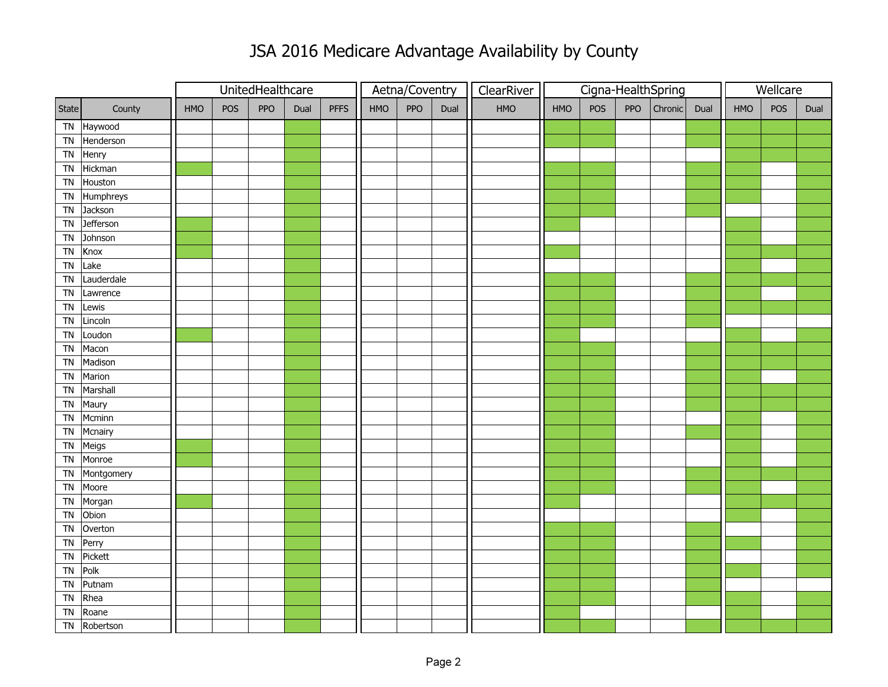# JSA 2016 Medicare Advantage Availability by County

Green-shaded cells in the original table are shown as "X"; blank cells are unshaded.

| State | County | UnitedHealthcare HMO | UnitedHealthcare POS | UnitedHealthcare PPO | UnitedHealthcare Dual | UnitedHealthcare PFFS | Aetna/Coventry HMO | Aetna/Coventry PPO | Aetna/Coventry Dual | ClearRiver HMO | Cigna-HealthSpring HMO | Cigna-HealthSpring POS | Cigna-HealthSpring PPO | Cigna-HealthSpring Chronic | Cigna-HealthSpring Dual | Wellcare HMO | Wellcare POS | Wellcare Dual |
|---|---|---|---|---|---|---|---|---|---|---|---|---|---|---|---|---|---|---|
| TN | Haywood | | | | X | | | | | | X | X | | | X | X | X | X |
| TN | Henderson | | | | X | | | | | | X | X | | | X | X | X | X |
| TN | Henry | | | | X | | | | | | | | | | | X | X | X |
| TN | Hickman | X | | | X | | | | | | X | X | | | X | X | | X |
| TN | Houston | | | | X | | | | | | X | X | | | X | X | | X |
| TN | Humphreys | | | | X | | | | | | X | X | | | X | X | | X |
| TN | Jackson | | | | X | | | | | | X | X | | | X | | | X |
| TN | Jefferson | X | | | X | | | | | | X | | | | | X | | X |
| TN | Johnson | X | | | X | | | | | | | | | | | X | | X |
| TN | Knox | X | | | X | | | | | | X | | | | | X | X | X |
| TN | Lake | | | | X | | | | | | | | | | | X | | X |
| TN | Lauderdale | | | | X | | | | | | X | X | | | X | X | X | X |
| TN | Lawrence | | | | X | | | | | | X | X | | | X | X | | X |
| TN | Lewis | | | | X | | | | | | X | X | | | X | X | X | X |
| TN | Lincoln | | | | X | | | | | | X | X | | | X | | | |
| TN | Loudon | X | | | X | | | | | | X | | | | | X | | X |
| TN | Macon | | | | X | | | | | | X | X | | | X | X | X | X |
| TN | Madison | | | | X | | | | | | X | X | | | X | X | X | X |
| TN | Marion | | | | X | | | | | | X | X | | | X | X | | X |
| TN | Marshall | | | | X | | | | | | X | X | | | X | X | X | X |
| TN | Maury | | | | X | | | | | | X | X | | | X | X | X | X |
| TN | Mcminn | | | | X | | | | | | X | X | | | | X | | X |
| TN | Mcnairy | | | | X | | | | | | X | X | | | X | X | | X |
| TN | Meigs | X | | | X | | | | | | X | X | | | | X | | X |
| TN | Monroe | X | | | X | | | | | | X | X | | | | X | | X |
| TN | Montgomery | | | | X | | | | | | X | X | | | X | X | X | X |
| TN | Moore | | | | X | | | | | | X | X | | | X | X | | X |
| TN | Morgan | X | | | X | | | | | | X | | | | | X | X | X |
| TN | Obion | | | | X | | | | | | | | | | | X | | X |
| TN | Overton | | | | X | | | | | | X | X | | | X | | | X |
| TN | Perry | | | | X | | | | | | X | X | | | X | X | | X |
| TN | Pickett | | | | X | | | | | | X | X | | | X | | | X |
| TN | Polk | | | | X | | | | | | X | X | | | X | X | | X |
| TN | Putnam | | | | X | | | | | | X | X | | | X | | | |
| TN | Rhea | | | | X | | | | | | X | X | | | X | X | | X |
| TN | Roane | | | | X | | | | | | X | X | | | | X | | X |
| TN | Robertson | | | | X | | | | | | X | X | | | X | X | X | X |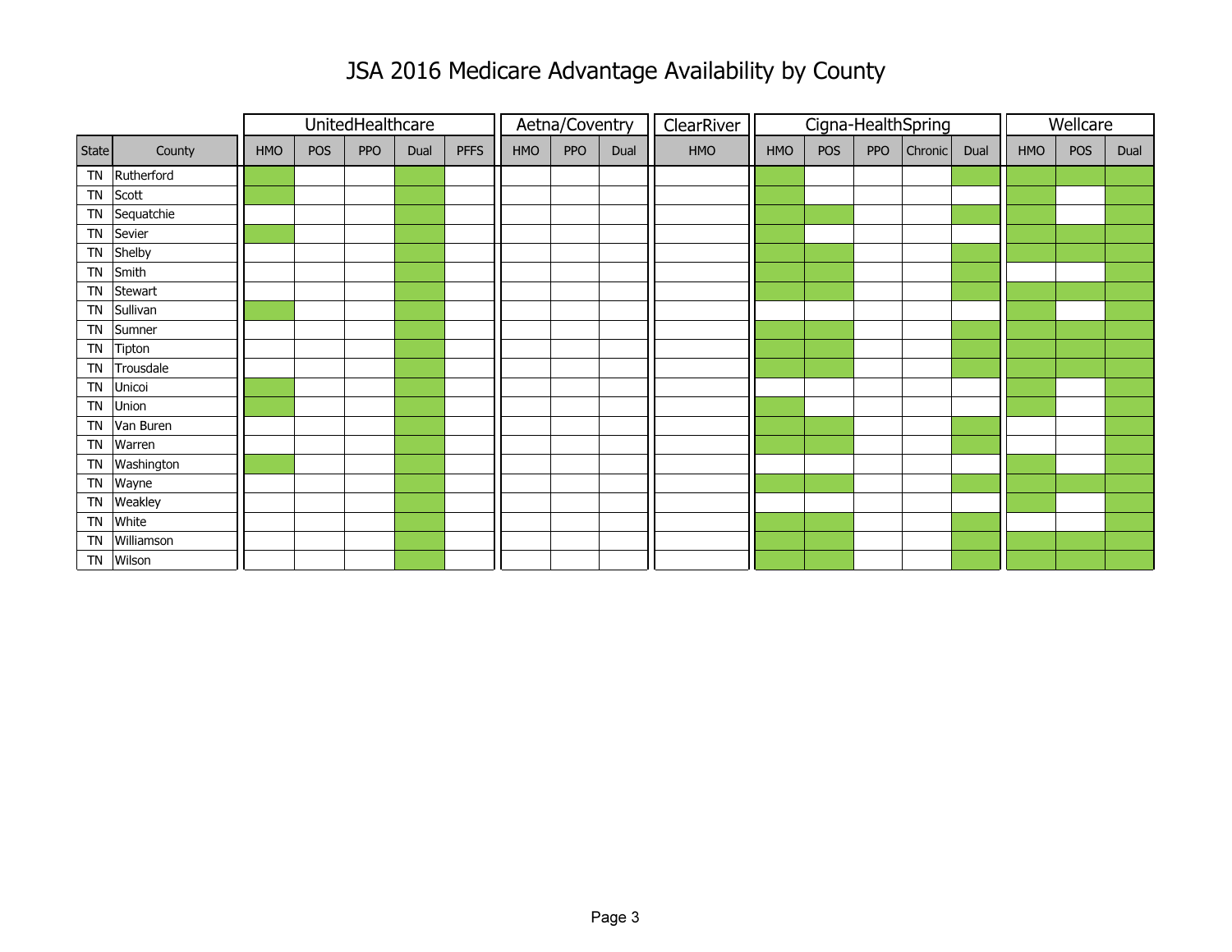# JSA 2016 Medicare Advantage Availability by County

| | | UnitedHealthcare | | | | | Aetna/Coventry | | | ClearRiver | Cigna-HealthSpring | | | | | Wellcare | | |
|---|---|---|---|---|---|---|---|---|---|---|---|---|---|---|---|---|---|---|
| State | County | HMO | POS | PPO | Dual | PFFS | HMO | PPO | Dual | HMO | HMO | POS | PPO | Chronic | Dual | HMO | POS | Dual |
| TN | Rutherford | X | | | X | | | | | | X | | | | X | X | X | X |
| TN | Scott | X | | | X | | | | | | X | | | | | X | | X |
| TN | Sequatchie | | | | X | | | | | | X | X | | | X | X | | X |
| TN | Sevier | X | | | X | | | | | | X | | | | | X | X | X |
| TN | Shelby | | | | X | | | | | | X | X | | | X | X | X | X |
| TN | Smith | | | | X | | | | | | X | X | | | X | | | X |
| TN | Stewart | | | | X | | | | | | X | X | | | X | X | X | X |
| TN | Sullivan | X | | | X | | | | | | | | | | | X | | X |
| TN | Sumner | | | | X | | | | | | X | X | | | X | X | X | X |
| TN | Tipton | | | | X | | | | | | X | X | | | X | X | X | X |
| TN | Trousdale | | | | X | | | | | | X | X | | | X | X | X | X |
| TN | Unicoi | X | | | X | | | | | | | | | | | X | | X |
| TN | Union | X | | | X | | | | | | X | | | | | X | | X |
| TN | Van Buren | | | | X | | | | | | X | X | | | X | | | X |
| TN | Warren | | | | X | | | | | | X | X | | | X | | | X |
| TN | Washington | X | | | X | | | | | | | | | | | X | | X |
| TN | Wayne | | | | X | | | | | | X | X | | | X | X | X | X |
| TN | Weakley | | | | X | | | | | | | | | | | X | | X |
| TN | White | | | | X | | | | | | X | X | | | X | | | X |
| TN | Williamson | | | | X | | | | | | X | X | | | X | X | X | X |
| TN | Wilson | | | | X | | | | | | X | X | | | X | X | X | X |